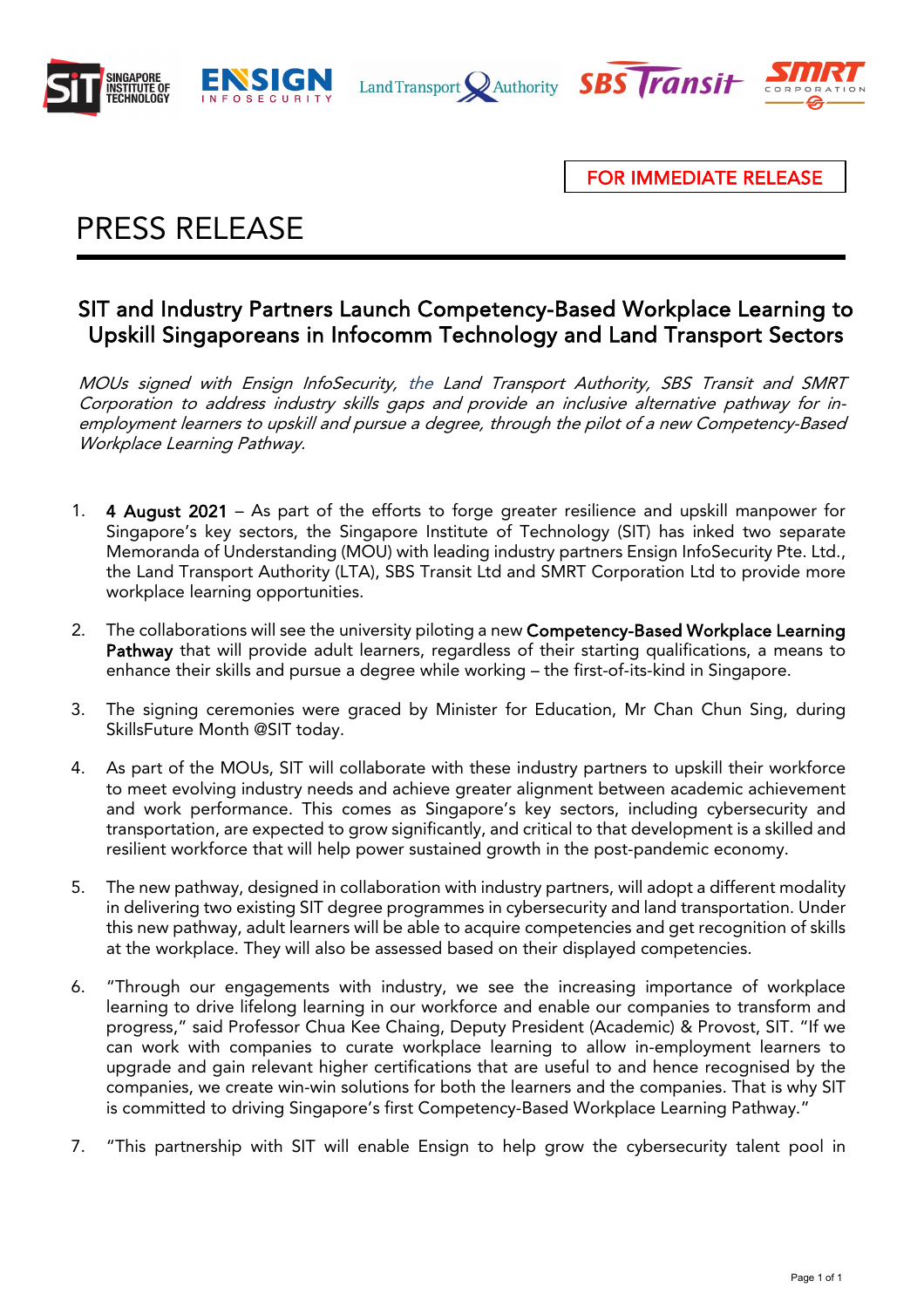FOR IMMEDIATE RELEASE

# PRESS RELEASE

## SIT and Industry Partners Launch Competency-Based Workplace Learning to Upskill Singaporeans in Infocomm Technology and Land Transport Sectors

*MOUs signed with Ensign InfoSecurity, the Land Transport Authority, SBS Transit and SMRT Corporation to address industry skills gaps and provide an inclusive alternative pathway for in-employment learners to upskill and pursue a degree, through the pilot of a new Competency-Based Workplace Learning Pathway.*

1. **4 August 2021** – As part of the efforts to forge greater resilience and upskill manpower for Singapore's key sectors, the Singapore Institute of Technology (SIT) has inked two separate Memoranda of Understanding (MOU) with leading industry partners Ensign InfoSecurity Pte. Ltd., the Land Transport Authority (LTA), SBS Transit Ltd and SMRT Corporation Ltd to provide more workplace learning opportunities.

2. The collaborations will see the university piloting a new **Competency-Based Workplace Learning Pathway** that will provide adult learners, regardless of their starting qualifications, a means to enhance their skills and pursue a degree while working – the first-of-its-kind in Singapore.

3. The signing ceremonies were graced by Minister for Education, Mr Chan Chun Sing, during SkillsFuture Month @SIT today.

4. As part of the MOUs, SIT will collaborate with these industry partners to upskill their workforce to meet evolving industry needs and achieve greater alignment between academic achievement and work performance. This comes as Singapore's key sectors, including cybersecurity and transportation, are expected to grow significantly, and critical to that development is a skilled and resilient workforce that will help power sustained growth in the post-pandemic economy.

5. The new pathway, designed in collaboration with industry partners, will adopt a different modality in delivering two existing SIT degree programmes in cybersecurity and land transportation. Under this new pathway, adult learners will be able to acquire competencies and get recognition of skills at the workplace. They will also be assessed based on their displayed competencies.

6. "Through our engagements with industry, we see the increasing importance of workplace learning to drive lifelong learning in our workforce and enable our companies to transform and progress," said Professor Chua Kee Chaing, Deputy President (Academic) & Provost, SIT. "If we can work with companies to curate workplace learning to allow in-employment learners to upgrade and gain relevant higher certifications that are useful to and hence recognised by the companies, we create win-win solutions for both the learners and the companies. That is why SIT is committed to driving Singapore's first Competency-Based Workplace Learning Pathway."

7. "This partnership with SIT will enable Ensign to help grow the cybersecurity talent pool in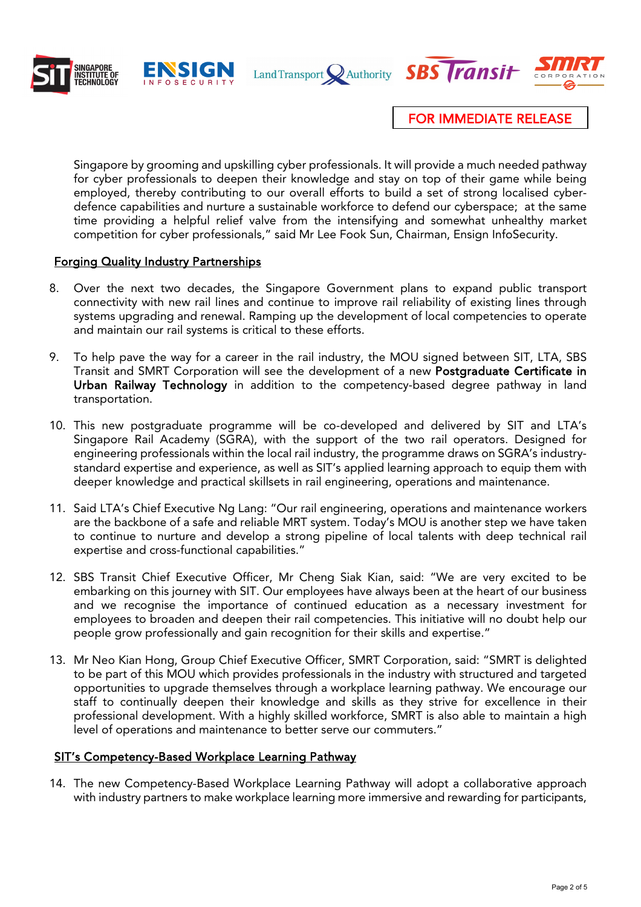Singapore by grooming and upskilling cyber professionals. It will provide a much needed pathway for cyber professionals to deepen their knowledge and stay on top of their game while being employed, thereby contributing to our overall efforts to build a set of strong localised cyber-defence capabilities and nurture a sustainable workforce to defend our cyberspace;  at the same time providing a helpful relief valve from the intensifying and somewhat unhealthy market competition for cyber professionals," said Mr Lee Fook Sun, Chairman, Ensign InfoSecurity.

## Forging Quality Industry Partnerships

8. Over the next two decades, the Singapore Government plans to expand public transport connectivity with new rail lines and continue to improve rail reliability of existing lines through systems upgrading and renewal. Ramping up the development of local competencies to operate and maintain our rail systems is critical to these efforts.

9. To help pave the way for a career in the rail industry, the MOU signed between SIT, LTA, SBS Transit and SMRT Corporation will see the development of a new **Postgraduate Certificate in Urban Railway Technology** in addition to the competency-based degree pathway in land transportation.

10. This new postgraduate programme will be co-developed and delivered by SIT and LTA's Singapore Rail Academy (SGRA), with the support of the two rail operators. Designed for engineering professionals within the local rail industry, the programme draws on SGRA's industry-standard expertise and experience, as well as SIT's applied learning approach to equip them with deeper knowledge and practical skillsets in rail engineering, operations and maintenance.

11. Said LTA's Chief Executive Ng Lang: "Our rail engineering, operations and maintenance workers are the backbone of a safe and reliable MRT system. Today's MOU is another step we have taken to continue to nurture and develop a strong pipeline of local talents with deep technical rail expertise and cross-functional capabilities."

12. SBS Transit Chief Executive Officer, Mr Cheng Siak Kian, said: "We are very excited to be embarking on this journey with SIT. Our employees have always been at the heart of our business and we recognise the importance of continued education as a necessary investment for employees to broaden and deepen their rail competencies. This initiative will no doubt help our people grow professionally and gain recognition for their skills and expertise."

13. Mr Neo Kian Hong, Group Chief Executive Officer, SMRT Corporation, said: "SMRT is delighted to be part of this MOU which provides professionals in the industry with structured and targeted opportunities to upgrade themselves through a workplace learning pathway. We encourage our staff to continually deepen their knowledge and skills as they strive for excellence in their professional development. With a highly skilled workforce, SMRT is also able to maintain a high level of operations and maintenance to better serve our commuters."

## SIT's Competency-Based Workplace Learning Pathway

14. The new Competency-Based Workplace Learning Pathway will adopt a collaborative approach with industry partners to make workplace learning more immersive and rewarding for participants,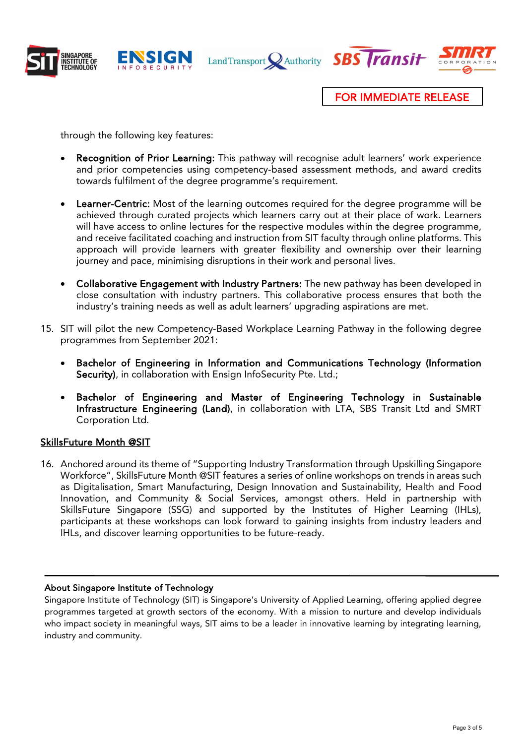FOR IMMEDIATE RELEASE

through the following key features:

- **Recognition of Prior Learning:** This pathway will recognise adult learners' work experience and prior competencies using competency-based assessment methods, and award credits towards fulfilment of the degree programme's requirement.

- **Learner-Centric:** Most of the learning outcomes required for the degree programme will be achieved through curated projects which learners carry out at their place of work. Learners will have access to online lectures for the respective modules within the degree programme, and receive facilitated coaching and instruction from SIT faculty through online platforms. This approach will provide learners with greater flexibility and ownership over their learning journey and pace, minimising disruptions in their work and personal lives.

- **Collaborative Engagement with Industry Partners:** The new pathway has been developed in close consultation with industry partners. This collaborative process ensures that both the industry's training needs as well as adult learners' upgrading aspirations are met.

15. SIT will pilot the new Competency-Based Workplace Learning Pathway in the following degree programmes from September 2021:

    - **Bachelor of Engineering in Information and Communications Technology (Information Security)**, in collaboration with Ensign InfoSecurity Pte. Ltd.;

    - **Bachelor of Engineering and Master of Engineering Technology in Sustainable Infrastructure Engineering (Land)**, in collaboration with LTA, SBS Transit Ltd and SMRT Corporation Ltd.

<u>SkillsFuture Month @SIT</u>

16. Anchored around its theme of "Supporting Industry Transformation through Upskilling Singapore Workforce", SkillsFuture Month @SIT features a series of online workshops on trends in areas such as Digitalisation, Smart Manufacturing, Design Innovation and Sustainability, Health and Food Innovation, and Community & Social Services, amongst others. Held in partnership with SkillsFuture Singapore (SSG) and supported by the Institutes of Higher Learning (IHLs), participants at these workshops can look forward to gaining insights from industry leaders and IHLs, and discover learning opportunities to be future-ready.

---

**About Singapore Institute of Technology**

Singapore Institute of Technology (SIT) is Singapore's University of Applied Learning, offering applied degree programmes targeted at growth sectors of the economy. With a mission to nurture and develop individuals who impact society in meaningful ways, SIT aims to be a leader in innovative learning by integrating learning, industry and community.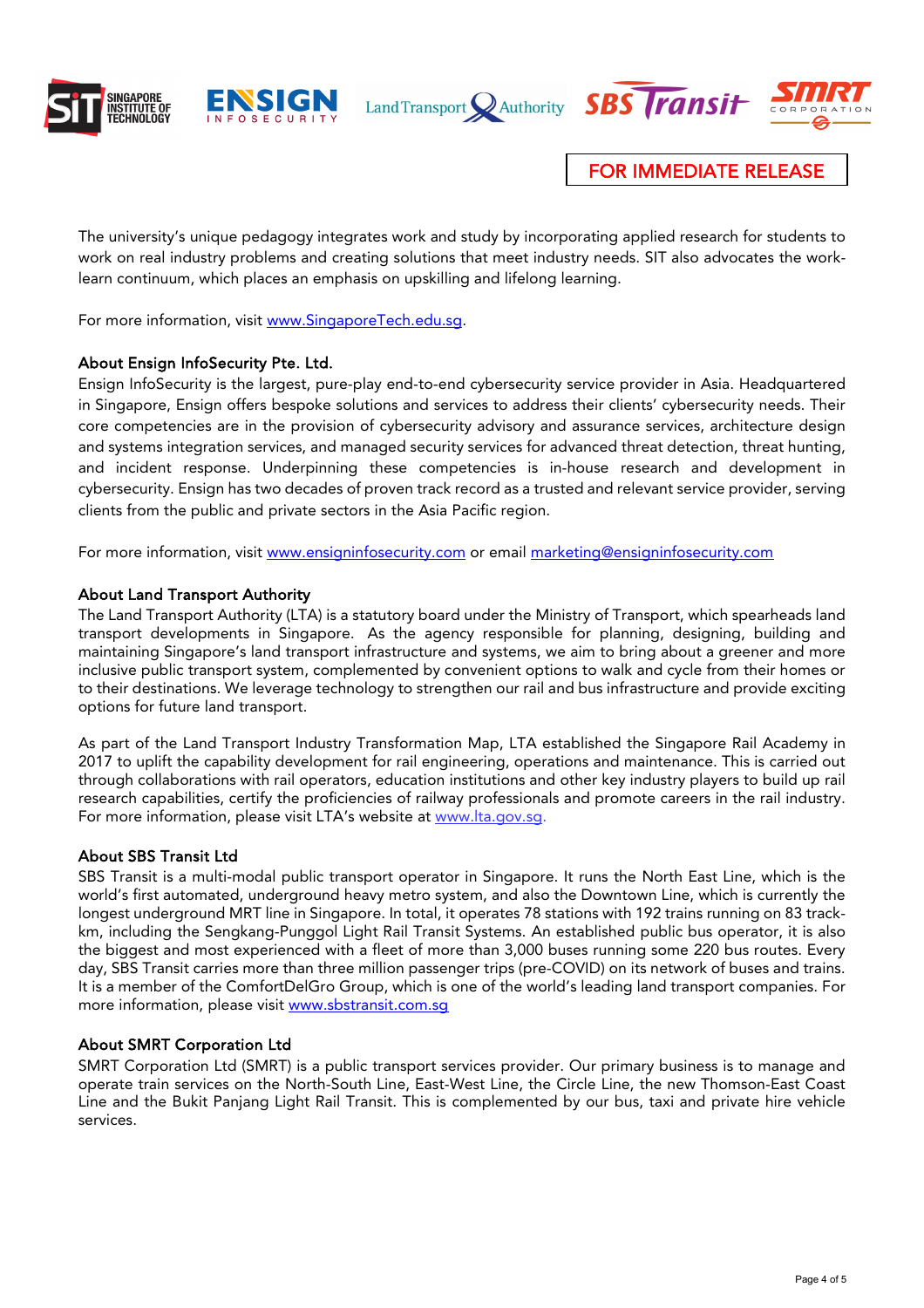FOR IMMEDIATE RELEASE

The university's unique pedagogy integrates work and study by incorporating applied research for students to work on real industry problems and creating solutions that meet industry needs. SIT also advocates the work-learn continuum, which places an emphasis on upskilling and lifelong learning.

For more information, visit [www.SingaporeTech.edu.sg](www.SingaporeTech.edu.sg).

**About Ensign InfoSecurity Pte. Ltd.**

Ensign InfoSecurity is the largest, pure-play end-to-end cybersecurity service provider in Asia. Headquartered in Singapore, Ensign offers bespoke solutions and services to address their clients' cybersecurity needs. Their core competencies are in the provision of cybersecurity advisory and assurance services, architecture design and systems integration services, and managed security services for advanced threat detection, threat hunting, and incident response. Underpinning these competencies is in-house research and development in cybersecurity. Ensign has two decades of proven track record as a trusted and relevant service provider, serving clients from the public and private sectors in the Asia Pacific region.

For more information, visit [www.ensigninfosecurity.com](www.ensigninfosecurity.com) or email [marketing@ensigninfosecurity.com](mailto:marketing@ensigninfosecurity.com)

**About Land Transport Authority**

The Land Transport Authority (LTA) is a statutory board under the Ministry of Transport, which spearheads land transport developments in Singapore. As the agency responsible for planning, designing, building and maintaining Singapore's land transport infrastructure and systems, we aim to bring about a greener and more inclusive public transport system, complemented by convenient options to walk and cycle from their homes or to their destinations. We leverage technology to strengthen our rail and bus infrastructure and provide exciting options for future land transport.

As part of the Land Transport Industry Transformation Map, LTA established the Singapore Rail Academy in 2017 to uplift the capability development for rail engineering, operations and maintenance. This is carried out through collaborations with rail operators, education institutions and other key industry players to build up rail research capabilities, certify the proficiencies of railway professionals and promote careers in the rail industry. For more information, please visit LTA's website at [www.lta.gov.sg](www.lta.gov.sg).

**About SBS Transit Ltd**

SBS Transit is a multi-modal public transport operator in Singapore. It runs the North East Line, which is the world's first automated, underground heavy metro system, and also the Downtown Line, which is currently the longest underground MRT line in Singapore. In total, it operates 78 stations with 192 trains running on 83 track-km, including the Sengkang-Punggol Light Rail Transit Systems. An established public bus operator, it is also the biggest and most experienced with a fleet of more than 3,000 buses running some 220 bus routes. Every day, SBS Transit carries more than three million passenger trips (pre-COVID) on its network of buses and trains. It is a member of the ComfortDelGro Group, which is one of the world's leading land transport companies. For more information, please visit [www.sbstransit.com.sg](www.sbstransit.com.sg)

**About SMRT Corporation Ltd**

SMRT Corporation Ltd (SMRT) is a public transport services provider. Our primary business is to manage and operate train services on the North-South Line, East-West Line, the Circle Line, the new Thomson-East Coast Line and the Bukit Panjang Light Rail Transit. This is complemented by our bus, taxi and private hire vehicle services.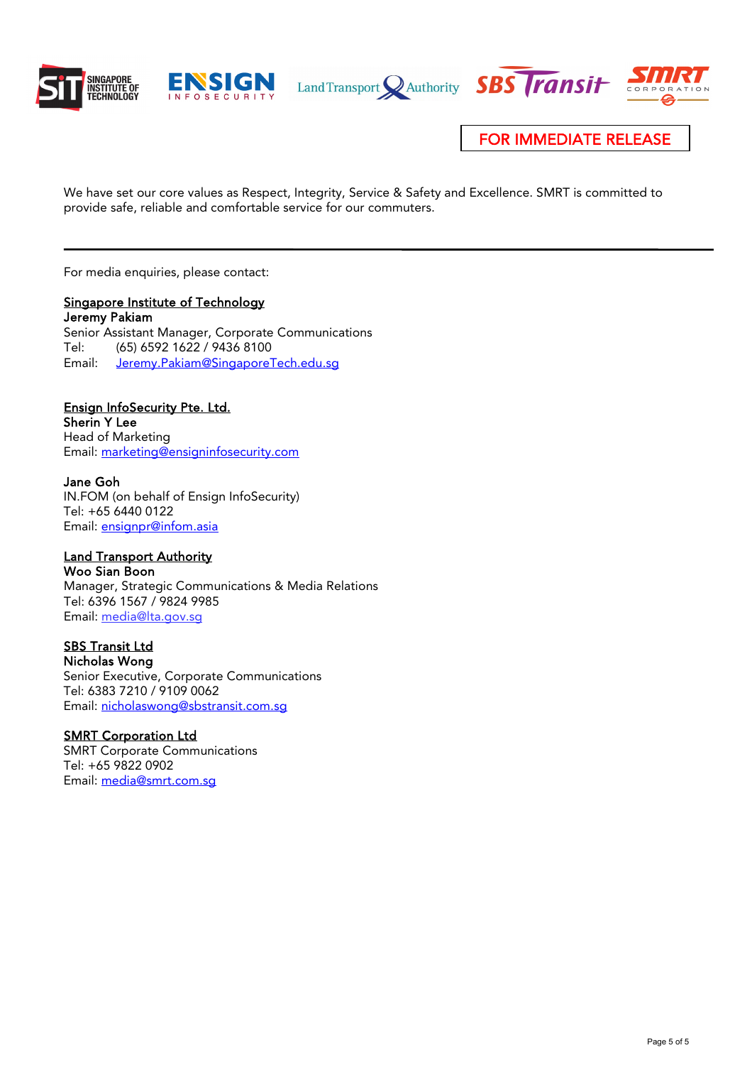FOR IMMEDIATE RELEASE

We have set our core values as Respect, Integrity, Service & Safety and Excellence. SMRT is committed to provide safe, reliable and comfortable service for our commuters.

---

For media enquiries, please contact:

Singapore Institute of Technology
**Jeremy Pakiam**
Senior Assistant Manager, Corporate Communications
Tel: (65) 6592 1622 / 9436 8100
Email: Jeremy.Pakiam@SingaporeTech.edu.sg

Ensign InfoSecurity Pte. Ltd.
**Sherin Y Lee**
Head of Marketing
Email: marketing@ensigninfosecurity.com

**Jane Goh**
IN.FOM (on behalf of Ensign InfoSecurity)
Tel: +65 6440 0122
Email: ensignpr@infom.asia

Land Transport Authority
**Woo Sian Boon**
Manager, Strategic Communications & Media Relations
Tel: 6396 1567 / 9824 9985
Email: media@lta.gov.sg

SBS Transit Ltd
**Nicholas Wong**
Senior Executive, Corporate Communications
Tel: 6383 7210 / 9109 0062
Email: nicholaswong@sbstransit.com.sg

SMRT Corporation Ltd
SMRT Corporate Communications
Tel: +65 9822 0902
Email: media@smrt.com.sg